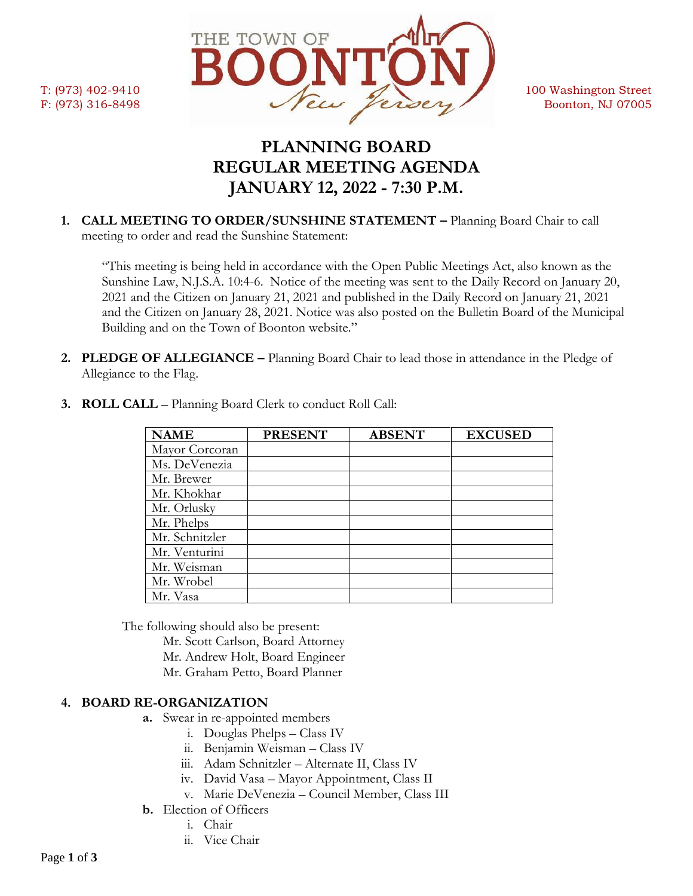T: (973) 402-9410
F: (973) 316-8498

THE TOWN OF BOONTON New Jersey

100 Washington Street
Boonton, NJ 07005

# PLANNING BOARD
# REGULAR MEETING AGENDA
# JANUARY 12, 2022 - 7:30 P.M.

1. **CALL MEETING TO ORDER/SUNSHINE STATEMENT –** Planning Board Chair to call meeting to order and read the Sunshine Statement:

   "This meeting is being held in accordance with the Open Public Meetings Act, also known as the Sunshine Law, N.J.S.A. 10:4-6. Notice of the meeting was sent to the Daily Record on January 20, 2021 and the Citizen on January 21, 2021 and published in the Daily Record on January 21, 2021 and the Citizen on January 28, 2021. Notice was also posted on the Bulletin Board of the Municipal Building and on the Town of Boonton website."

2. **PLEDGE OF ALLEGIANCE –** Planning Board Chair to lead those in attendance in the Pledge of Allegiance to the Flag.

3. **ROLL CALL** – Planning Board Clerk to conduct Roll Call:

| NAME | PRESENT | ABSENT | EXCUSED |
|---|---|---|---|
| Mayor Corcoran | | | |
| Ms. DeVenezia | | | |
| Mr. Brewer | | | |
| Mr. Khokhar | | | |
| Mr. Orlusky | | | |
| Mr. Phelps | | | |
| Mr. Schnitzler | | | |
| Mr. Venturini | | | |
| Mr. Weisman | | | |
| Mr. Wrobel | | | |
| Mr. Vasa | | | |

The following should also be present:
- Mr. Scott Carlson, Board Attorney
- Mr. Andrew Holt, Board Engineer
- Mr. Graham Petto, Board Planner

4. **BOARD RE-ORGANIZATION**
   - **a.** Swear in re-appointed members
     - i. Douglas Phelps – Class IV
     - ii. Benjamin Weisman – Class IV
     - iii. Adam Schnitzler – Alternate II, Class IV
     - iv. David Vasa – Mayor Appointment, Class II
     - v. Marie DeVenezia – Council Member, Class III
   - **b.** Election of Officers
     - i. Chair
     - ii. Vice Chair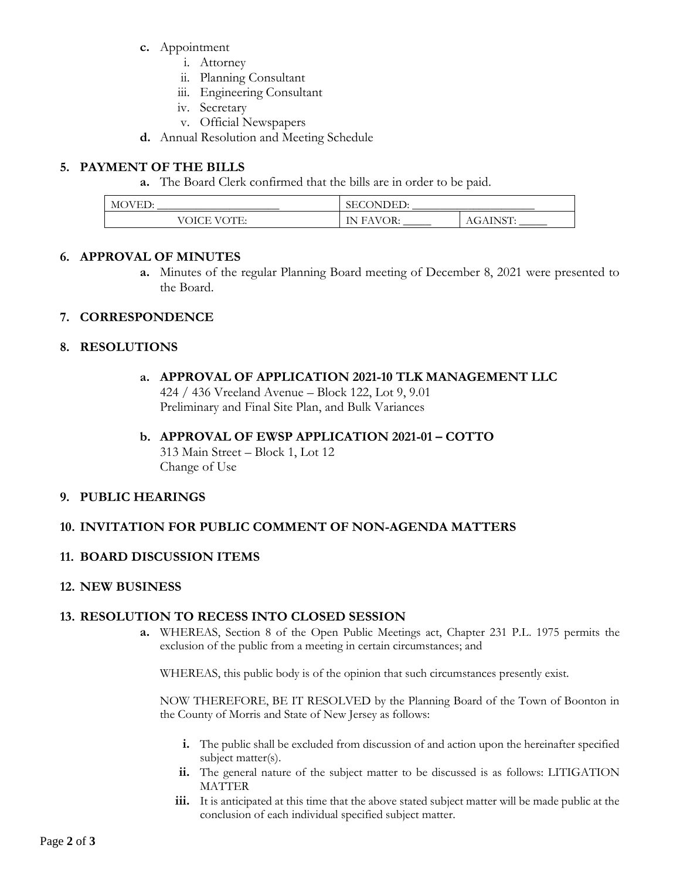- **c.** Appointment
    - i. Attorney
    - ii. Planning Consultant
    - iii. Engineering Consultant
    - iv. Secretary
    - v. Official Newspapers
- **d.** Annual Resolution and Meeting Schedule

## 5. PAYMENT OF THE BILLS

**a.** The Board Clerk confirmed that the bills are in order to be paid.

| MOVED: ____________________ | SECONDED: ____________________ | |
|---|---|---|
| VOICE VOTE: | IN FAVOR: _____ | AGAINST: _____ |

## 6. APPROVAL OF MINUTES

**a.** Minutes of the regular Planning Board meeting of December 8, 2021 were presented to the Board.

## 7. CORRESPONDENCE

## 8. RESOLUTIONS

**a. APPROVAL OF APPLICATION 2021-10 TLK MANAGEMENT LLC**
424 / 436 Vreeland Avenue – Block 122, Lot 9, 9.01
Preliminary and Final Site Plan, and Bulk Variances

**b. APPROVAL OF EWSP APPLICATION 2021-01 – COTTO**
313 Main Street – Block 1, Lot 12
Change of Use

## 9. PUBLIC HEARINGS

## 10. INVITATION FOR PUBLIC COMMENT OF NON-AGENDA MATTERS

## 11. BOARD DISCUSSION ITEMS

## 12. NEW BUSINESS

## 13. RESOLUTION TO RECESS INTO CLOSED SESSION

**a.** WHEREAS, Section 8 of the Open Public Meetings act, Chapter 231 P.L. 1975 permits the exclusion of the public from a meeting in certain circumstances; and

WHEREAS, this public body is of the opinion that such circumstances presently exist.

NOW THEREFORE, BE IT RESOLVED by the Planning Board of the Town of Boonton in the County of Morris and State of New Jersey as follows:

- **i.** The public shall be excluded from discussion of and action upon the hereinafter specified subject matter(s).
- **ii.** The general nature of the subject matter to be discussed is as follows: LITIGATION MATTER
- **iii.** It is anticipated at this time that the above stated subject matter will be made public at the conclusion of each individual specified subject matter.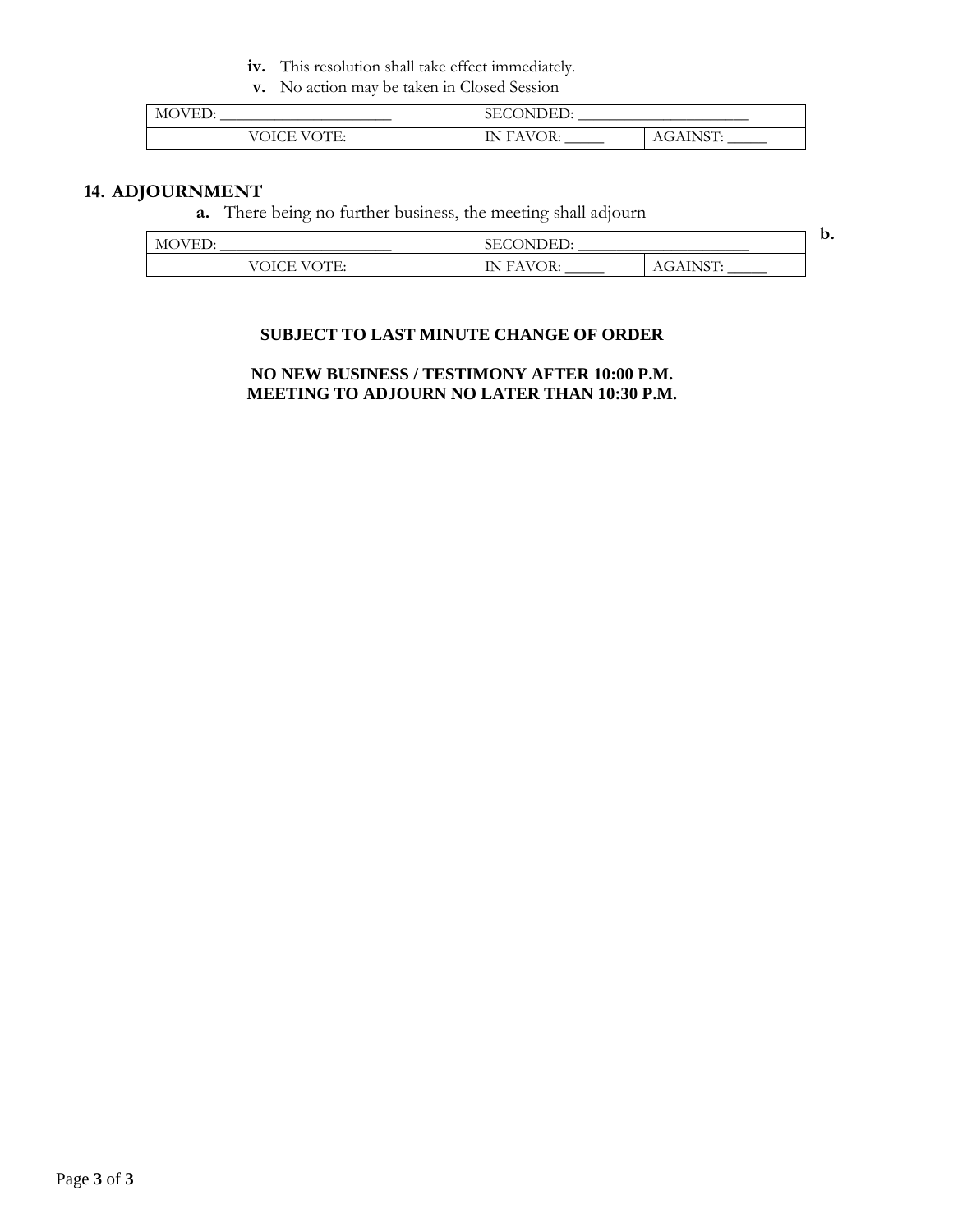**iv.** This resolution shall take effect immediately.

**v.** No action may be taken in Closed Session

| | | |
|---|---|---|
| MOVED: ______________________ | SECONDED: ______________________ | |
| VOICE VOTE: | IN FAVOR: _____ | AGAINST: _____ |

## 14. ADJOURNMENT

**a.** There being no further business, the meeting shall adjourn

**b.**

| | | |
|---|---|---|
| MOVED: ______________________ | SECONDED: ______________________ | |
| VOICE VOTE: | IN FAVOR: _____ | AGAINST: _____ |

**SUBJECT TO LAST MINUTE CHANGE OF ORDER**

**NO NEW BUSINESS / TESTIMONY AFTER 10:00 P.M.**
**MEETING TO ADJOURN NO LATER THAN 10:30 P.M.**